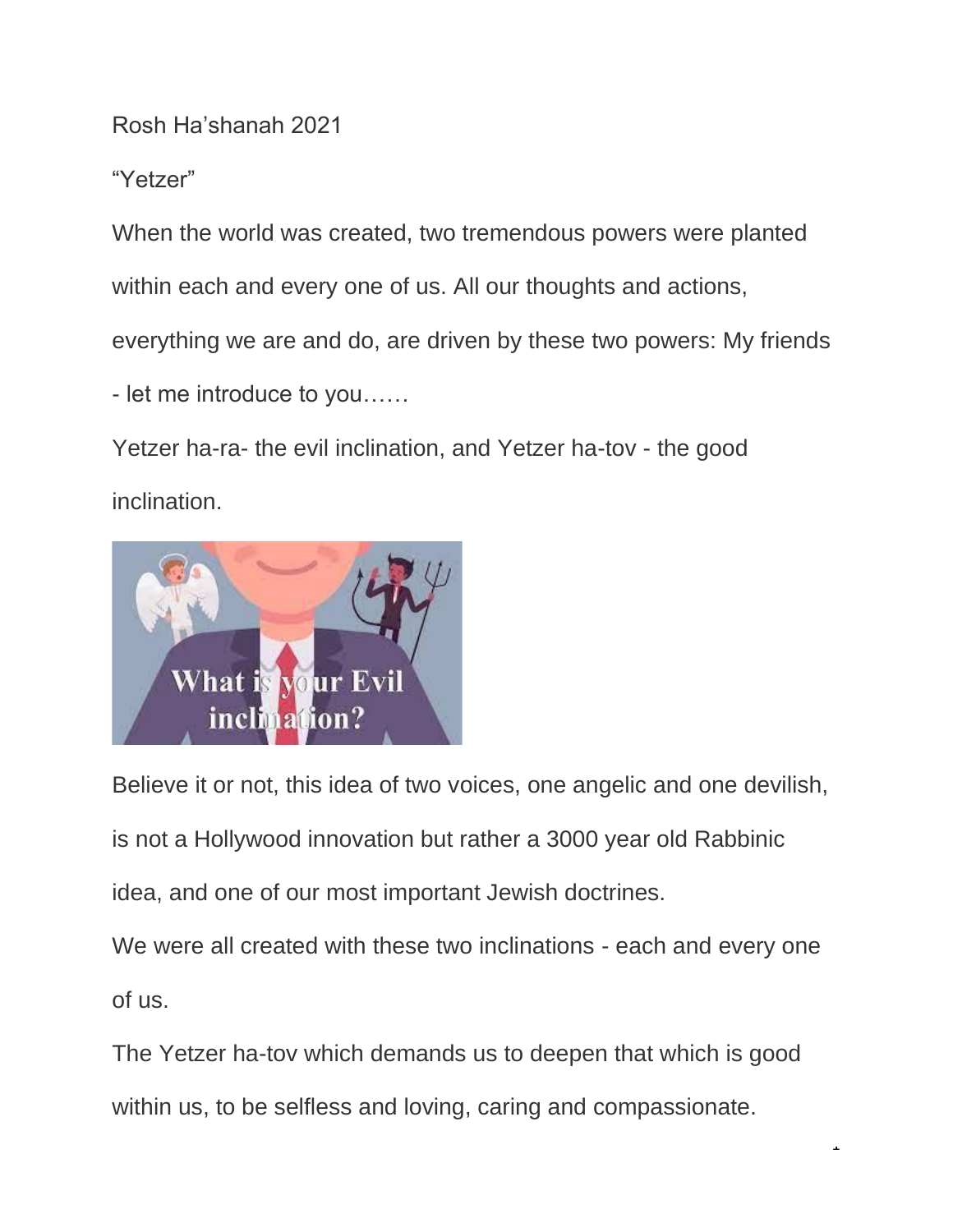Rosh Ha'shanah 2021

"Yetzer"

When the world was created, two tremendous powers were planted within each and every one of us. All our thoughts and actions, everything we are and do, are driven by these two powers: My friends - let me introduce to you……

Yetzer ha-ra- the evil inclination, and Yetzer ha-tov - the good inclination.

Believe it or not, this idea of two voices, one angelic and one devilish, is not a Hollywood innovation but rather a 3000 year old Rabbinic idea, and one of our most important Jewish doctrines.

We were all created with these two inclinations - each and every one of us.

The Yetzer ha-tov which demands us to deepen that which is good within us, to be selfless and loving, caring and compassionate.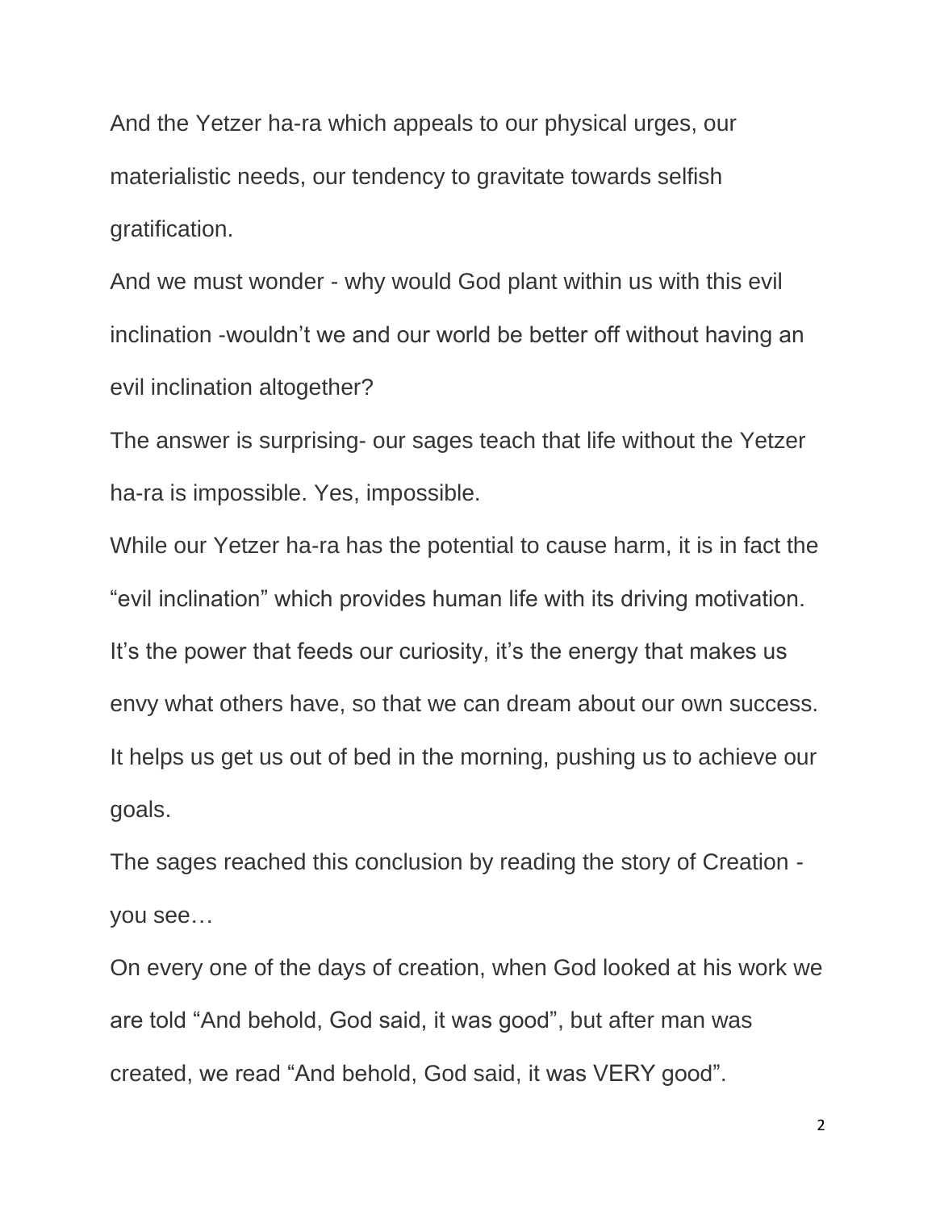And the Yetzer ha-ra which appeals to our physical urges, our materialistic needs, our tendency to gravitate towards selfish gratification.

And we must wonder - why would God plant within us with this evil inclination -wouldn't we and our world be better off without having an evil inclination altogether?

The answer is surprising- our sages teach that life without the Yetzer ha-ra is impossible. Yes, impossible.

While our Yetzer ha-ra has the potential to cause harm, it is in fact the "evil inclination" which provides human life with its driving motivation.

It's the power that feeds our curiosity, it's the energy that makes us envy what others have, so that we can dream about our own success.

It helps us get us out of bed in the morning, pushing us to achieve our goals.

The sages reached this conclusion by reading the story of Creation - you see…

On every one of the days of creation, when God looked at his work we are told "And behold, God said, it was good", but after man was created, we read "And behold, God said, it was VERY good".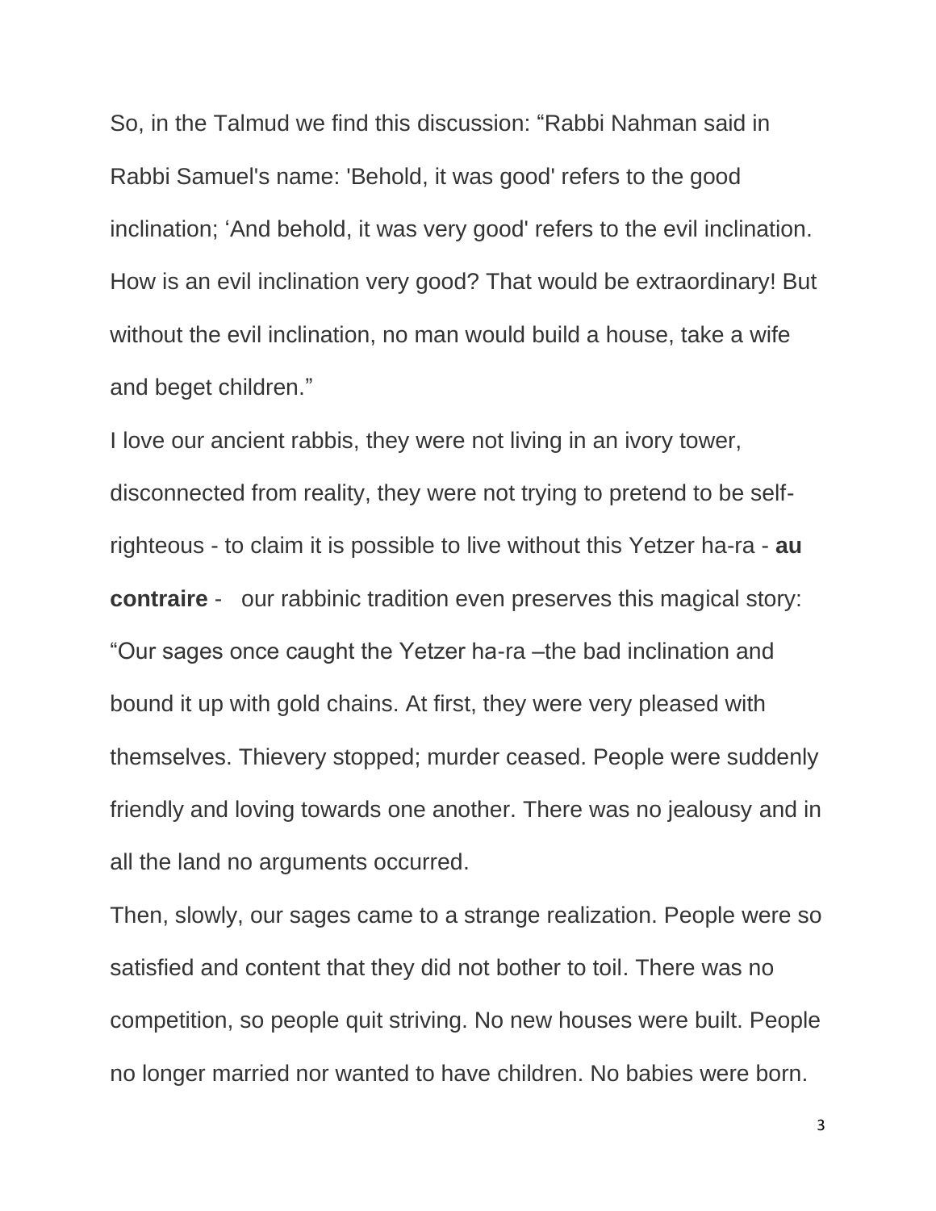So, in the Talmud we find this discussion: “Rabbi Nahman said in Rabbi Samuel's name: 'Behold, it was good' refers to the good inclination; ‘And behold, it was very good' refers to the evil inclination. How is an evil inclination very good? That would be extraordinary! But without the evil inclination, no man would build a house, take a wife and beget children.”

I love our ancient rabbis, they were not living in an ivory tower, disconnected from reality, they were not trying to pretend to be self-righteous - to claim it is possible to live without this Yetzer ha-ra - **au contraire** - our rabbinic tradition even preserves this magical story: “Our sages once caught the Yetzer ha-ra –the bad inclination and bound it up with gold chains. At first, they were very pleased with themselves. Thievery stopped; murder ceased. People were suddenly friendly and loving towards one another. There was no jealousy and in all the land no arguments occurred.

Then, slowly, our sages came to a strange realization. People were so satisfied and content that they did not bother to toil. There was no competition, so people quit striving. No new houses were built. People no longer married nor wanted to have children. No babies were born.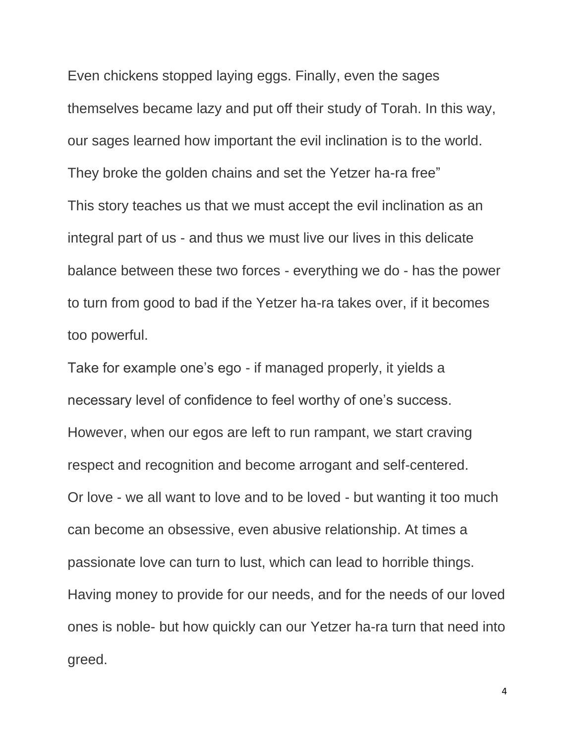Even chickens stopped laying eggs. Finally, even the sages themselves became lazy and put off their study of Torah. In this way, our sages learned how important the evil inclination is to the world. They broke the golden chains and set the Yetzer ha-ra free"

This story teaches us that we must accept the evil inclination as an integral part of us - and thus we must live our lives in this delicate balance between these two forces - everything we do - has the power to turn from good to bad if the Yetzer ha-ra takes over, if it becomes too powerful.

Take for example one's ego - if managed properly, it yields a necessary level of confidence to feel worthy of one's success. However, when our egos are left to run rampant, we start craving respect and recognition and become arrogant and self-centered.

Or love - we all want to love and to be loved - but wanting it too much can become an obsessive, even abusive relationship. At times a passionate love can turn to lust, which can lead to horrible things.

Having money to provide for our needs, and for the needs of our loved ones is noble- but how quickly can our Yetzer ha-ra turn that need into greed.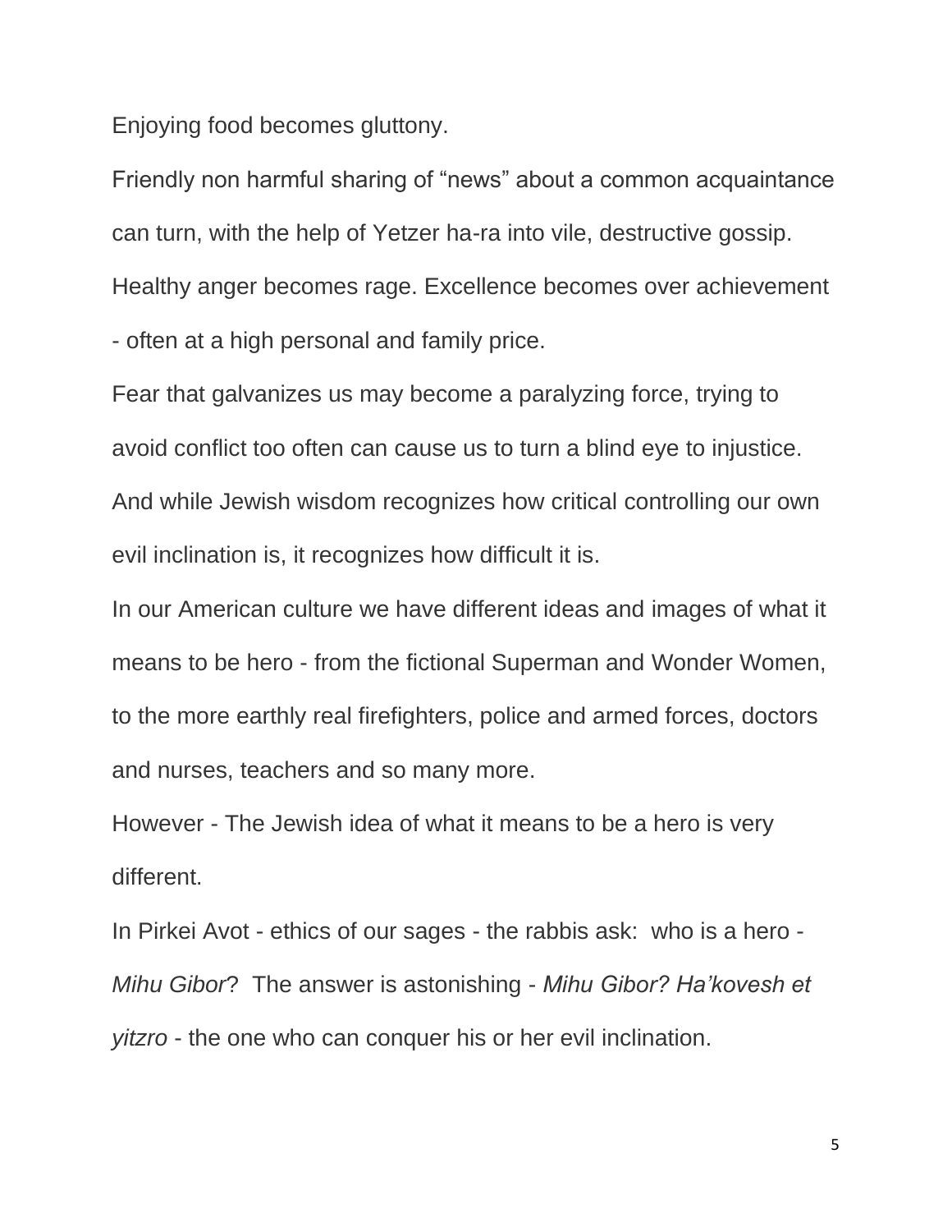Enjoying food becomes gluttony.

Friendly non harmful sharing of “news” about a common acquaintance can turn, with the help of Yetzer ha-ra into vile, destructive gossip.

Healthy anger becomes rage. Excellence becomes over achievement - often at a high personal and family price.

Fear that galvanizes us may become a paralyzing force, trying to avoid conflict too often can cause us to turn a blind eye to injustice.

And while Jewish wisdom recognizes how critical controlling our own evil inclination is, it recognizes how difficult it is.

In our American culture we have different ideas and images of what it means to be hero - from the fictional Superman and Wonder Women, to the more earthly real firefighters, police and armed forces, doctors and nurses, teachers and so many more.

However - The Jewish idea of what it means to be a hero is very different.

In Pirkei Avot - ethics of our sages - the rabbis ask: who is a hero - *Mihu Gibor*? The answer is astonishing - *Mihu Gibor? Ha’kovesh et yitzro* - the one who can conquer his or her evil inclination.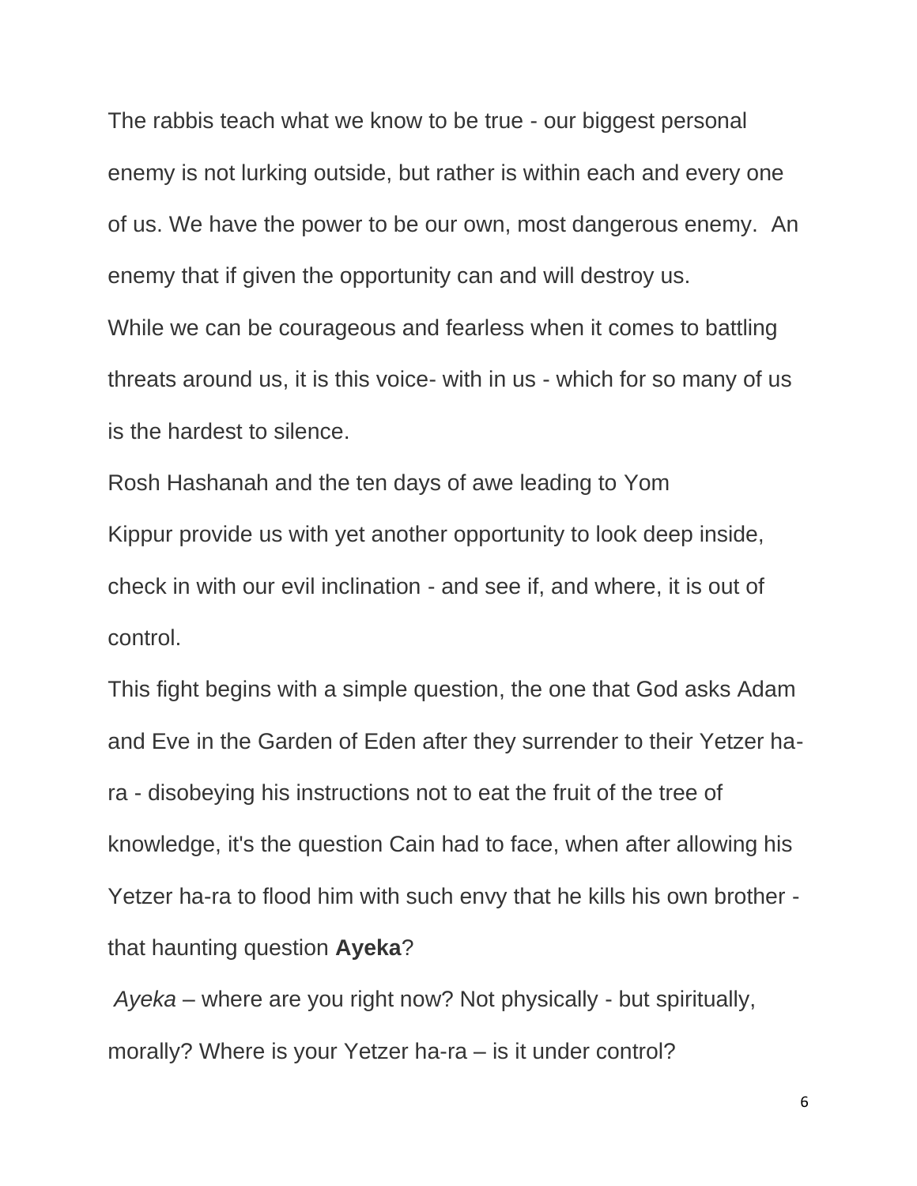The rabbis teach what we know to be true - our biggest personal enemy is not lurking outside, but rather is within each and every one of us. We have the power to be our own, most dangerous enemy. An enemy that if given the opportunity can and will destroy us.

While we can be courageous and fearless when it comes to battling threats around us, it is this voice- with in us - which for so many of us is the hardest to silence.

Rosh Hashanah and the ten days of awe leading to Yom Kippur provide us with yet another opportunity to look deep inside, check in with our evil inclination - and see if, and where, it is out of control.

This fight begins with a simple question, the one that God asks Adam and Eve in the Garden of Eden after they surrender to their Yetzer ha-ra - disobeying his instructions not to eat the fruit of the tree of knowledge, it's the question Cain had to face, when after allowing his Yetzer ha-ra to flood him with such envy that he kills his own brother - that haunting question **Ayeka**?

*Ayeka* – where are you right now? Not physically - but spiritually, morally? Where is your Yetzer ha-ra – is it under control?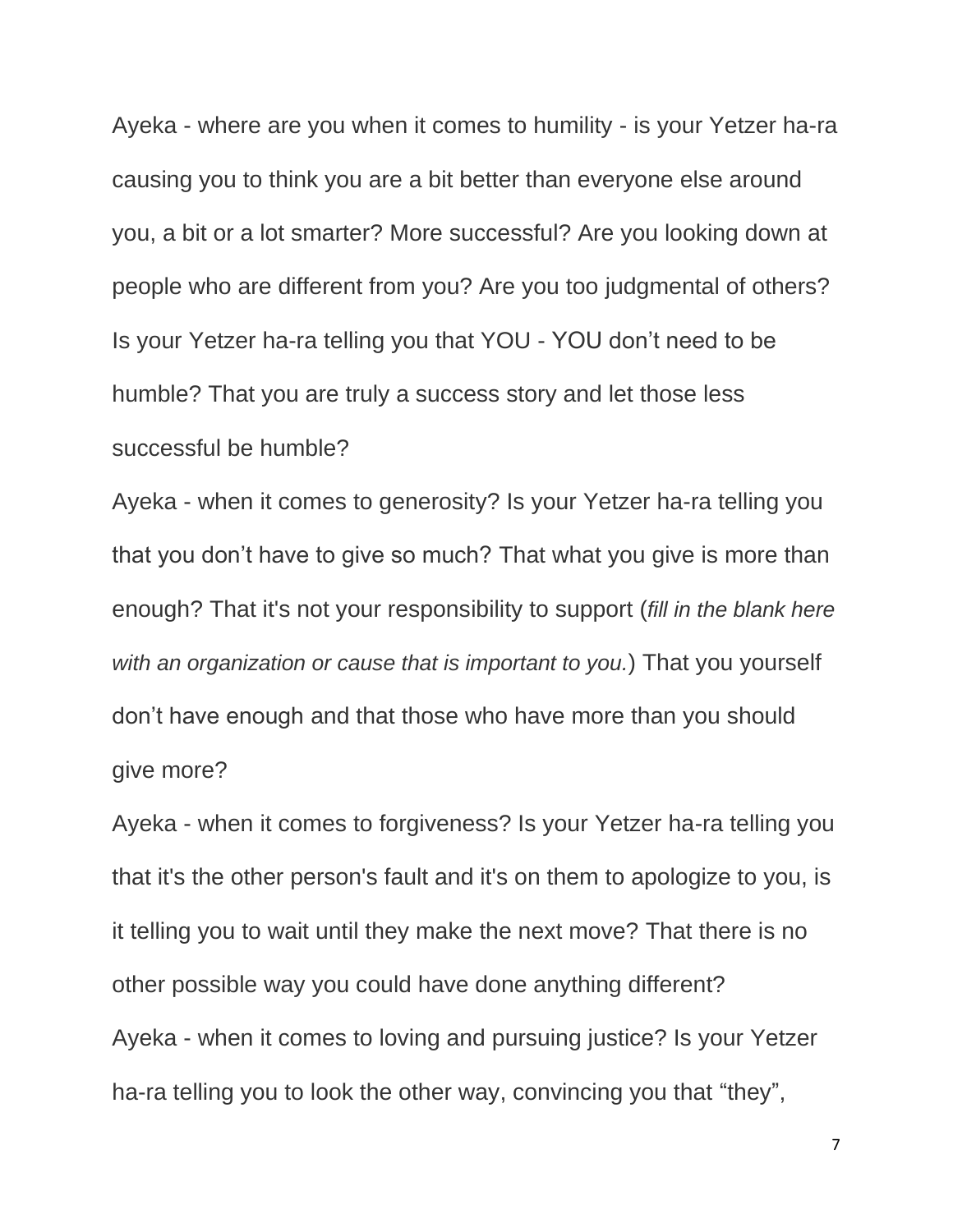Ayeka - where are you when it comes to humility - is your Yetzer ha-ra causing you to think you are a bit better than everyone else around you, a bit or a lot smarter? More successful? Are you looking down at people who are different from you? Are you too judgmental of others? Is your Yetzer ha-ra telling you that YOU - YOU don't need to be humble? That you are truly a success story and let those less successful be humble?

Ayeka - when it comes to generosity? Is your Yetzer ha-ra telling you that you don't have to give so much? That what you give is more than enough? That it's not your responsibility to support (*fill in the blank here with an organization or cause that is important to you.*) That you yourself don't have enough and that those who have more than you should give more?

Ayeka - when it comes to forgiveness? Is your Yetzer ha-ra telling you that it's the other person's fault and it's on them to apologize to you, is it telling you to wait until they make the next move? That there is no other possible way you could have done anything different?

Ayeka - when it comes to loving and pursuing justice? Is your Yetzer ha-ra telling you to look the other way, convincing you that "they",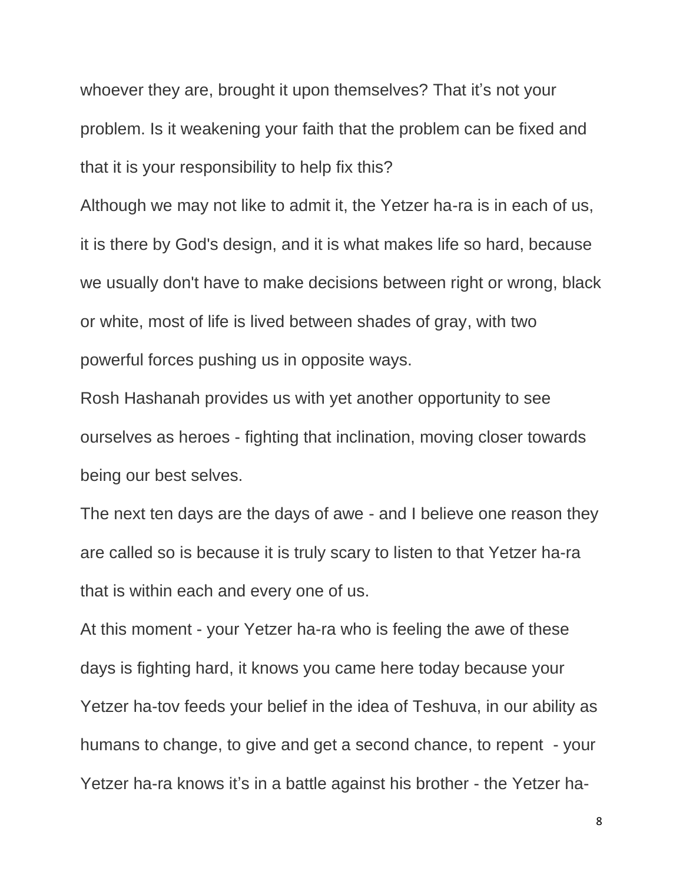whoever they are, brought it upon themselves? That it's not your problem. Is it weakening your faith that the problem can be fixed and that it is your responsibility to help fix this?

Although we may not like to admit it, the Yetzer ha-ra is in each of us, it is there by God's design, and it is what makes life so hard, because we usually don't have to make decisions between right or wrong, black or white, most of life is lived between shades of gray, with two powerful forces pushing us in opposite ways.

Rosh Hashanah provides us with yet another opportunity to see ourselves as heroes - fighting that inclination, moving closer towards being our best selves.

The next ten days are the days of awe - and I believe one reason they are called so is because it is truly scary to listen to that Yetzer ha-ra that is within each and every one of us.

At this moment - your Yetzer ha-ra who is feeling the awe of these days is fighting hard, it knows you came here today because your Yetzer ha-tov feeds your belief in the idea of Teshuva, in our ability as humans to change, to give and get a second chance, to repent - your Yetzer ha-ra knows it's in a battle against his brother - the Yetzer ha-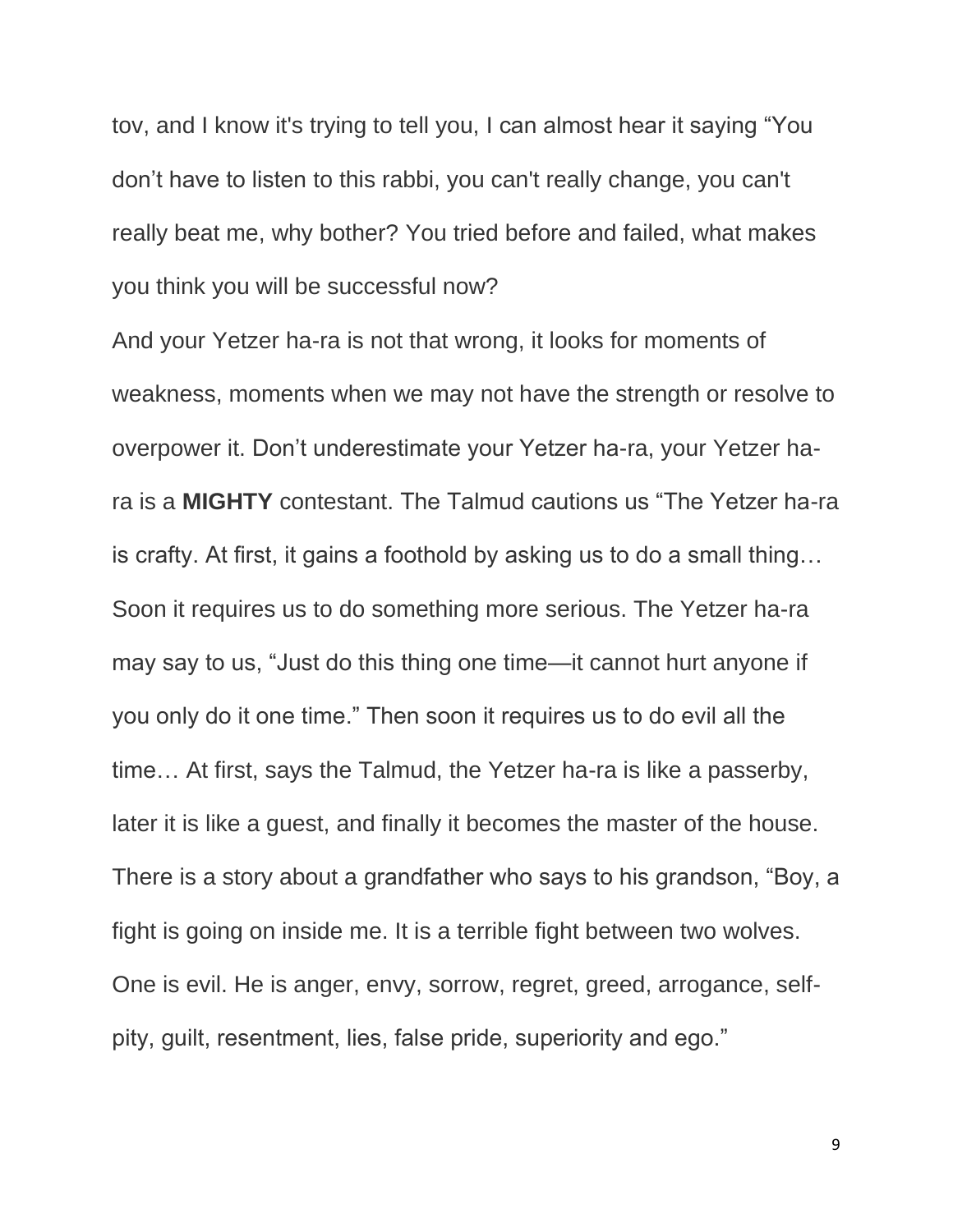tov, and I know it's trying to tell you, I can almost hear it saying “You don’t have to listen to this rabbi, you can't really change, you can't really beat me, why bother? You tried before and failed, what makes you think you will be successful now?

And your Yetzer ha-ra is not that wrong, it looks for moments of weakness, moments when we may not have the strength or resolve to overpower it. Don’t underestimate your Yetzer ha-ra, your Yetzer ha-ra is a **MIGHTY** contestant. The Talmud cautions us “The Yetzer ha-ra is crafty. At first, it gains a foothold by asking us to do a small thing… Soon it requires us to do something more serious. The Yetzer ha-ra may say to us, “Just do this thing one time—it cannot hurt anyone if you only do it one time.” Then soon it requires us to do evil all the time… At first, says the Talmud, the Yetzer ha-ra is like a passerby, later it is like a guest, and finally it becomes the master of the house.

There is a story about a grandfather who says to his grandson, “Boy, a fight is going on inside me. It is a terrible fight between two wolves. One is evil. He is anger, envy, sorrow, regret, greed, arrogance, self-pity, guilt, resentment, lies, false pride, superiority and ego.”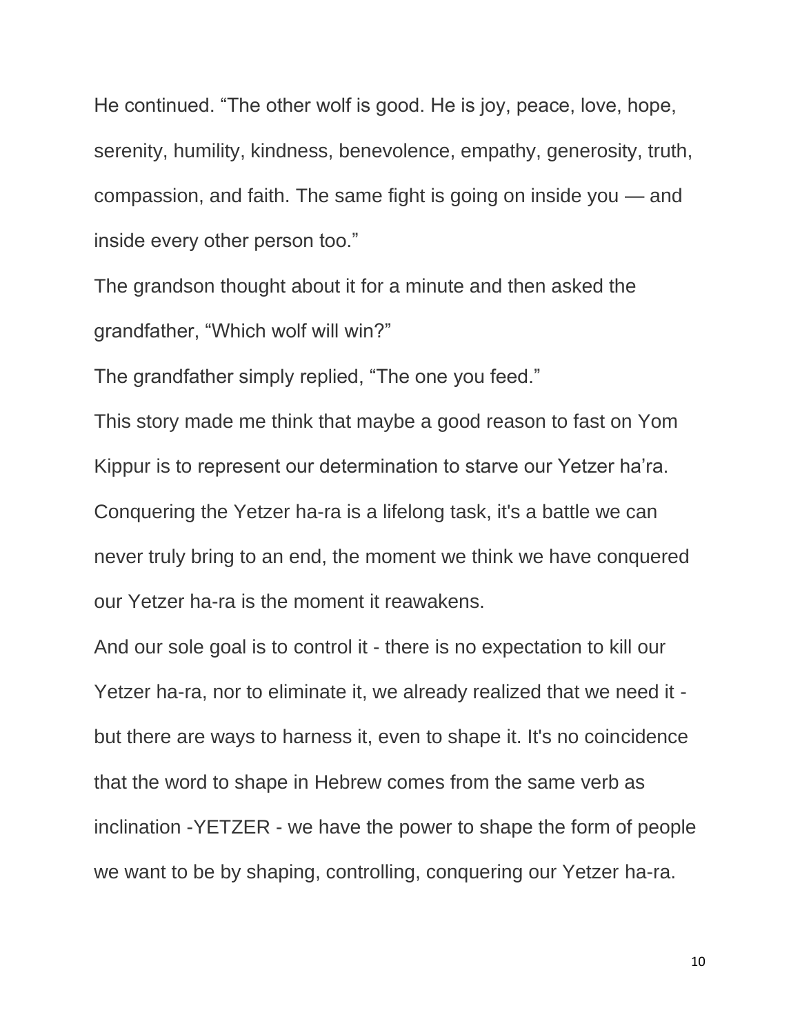He continued. “The other wolf is good. He is joy, peace, love, hope, serenity, humility, kindness, benevolence, empathy, generosity, truth, compassion, and faith. The same fight is going on inside you — and inside every other person too.”

The grandson thought about it for a minute and then asked the grandfather, “Which wolf will win?”

The grandfather simply replied, “The one you feed.”

This story made me think that maybe a good reason to fast on Yom Kippur is to represent our determination to starve our Yetzer ha’ra. Conquering the Yetzer ha-ra is a lifelong task, it's a battle we can never truly bring to an end, the moment we think we have conquered our Yetzer ha-ra is the moment it reawakens.

And our sole goal is to control it - there is no expectation to kill our Yetzer ha-ra, nor to eliminate it, we already realized that we need it - but there are ways to harness it, even to shape it. It's no coincidence that the word to shape in Hebrew comes from the same verb as inclination -YETZER - we have the power to shape the form of people we want to be by shaping, controlling, conquering our Yetzer ha-ra.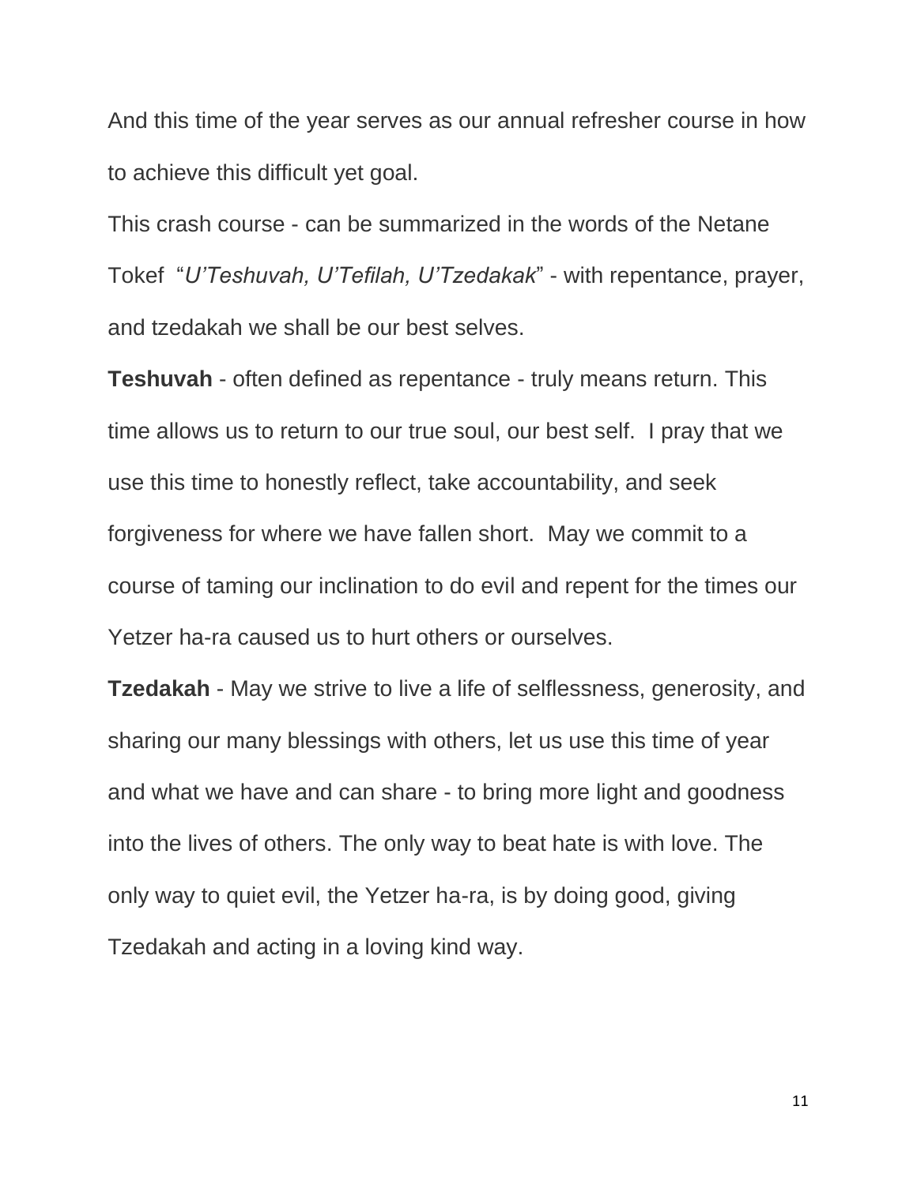And this time of the year serves as our annual refresher course in how to achieve this difficult yet goal.

This crash course - can be summarized in the words of the Netane Tokef "*U'Teshuvah, U'Tefilah, U'Tzedakak*" - with repentance, prayer, and tzedakah we shall be our best selves.

**Teshuvah** - often defined as repentance - truly means return. This time allows us to return to our true soul, our best self. I pray that we use this time to honestly reflect, take accountability, and seek forgiveness for where we have fallen short. May we commit to a course of taming our inclination to do evil and repent for the times our Yetzer ha-ra caused us to hurt others or ourselves.

**Tzedakah** - May we strive to live a life of selflessness, generosity, and sharing our many blessings with others, let us use this time of year and what we have and can share - to bring more light and goodness into the lives of others. The only way to beat hate is with love. The only way to quiet evil, the Yetzer ha-ra, is by doing good, giving Tzedakah and acting in a loving kind way.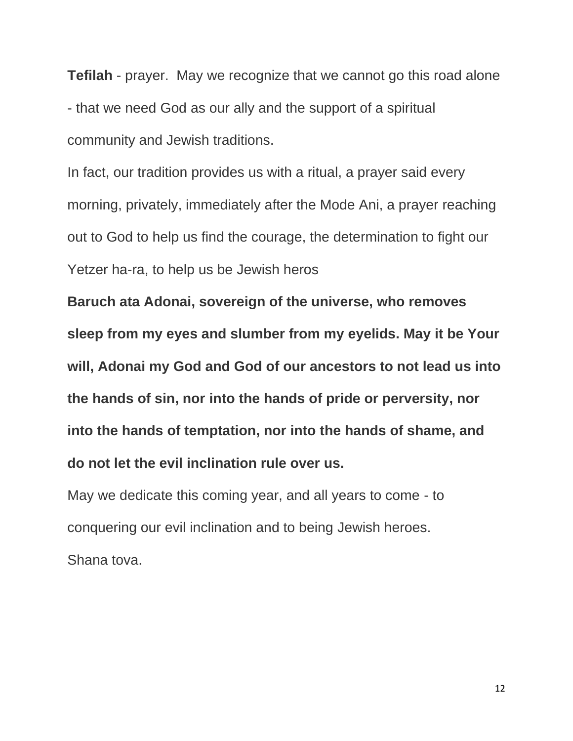**Tefilah** - prayer. May we recognize that we cannot go this road alone - that we need God as our ally and the support of a spiritual community and Jewish traditions.

In fact, our tradition provides us with a ritual, a prayer said every morning, privately, immediately after the Mode Ani, a prayer reaching out to God to help us find the courage, the determination to fight our Yetzer ha-ra, to help us be Jewish heros

**Baruch ata Adonai, sovereign of the universe, who removes sleep from my eyes and slumber from my eyelids. May it be Your will, Adonai my God and God of our ancestors to not lead us into the hands of sin, nor into the hands of pride or perversity, nor into the hands of temptation, nor into the hands of shame, and do not let the evil inclination rule over us.**

May we dedicate this coming year, and all years to come - to conquering our evil inclination and to being Jewish heroes.

Shana tova.